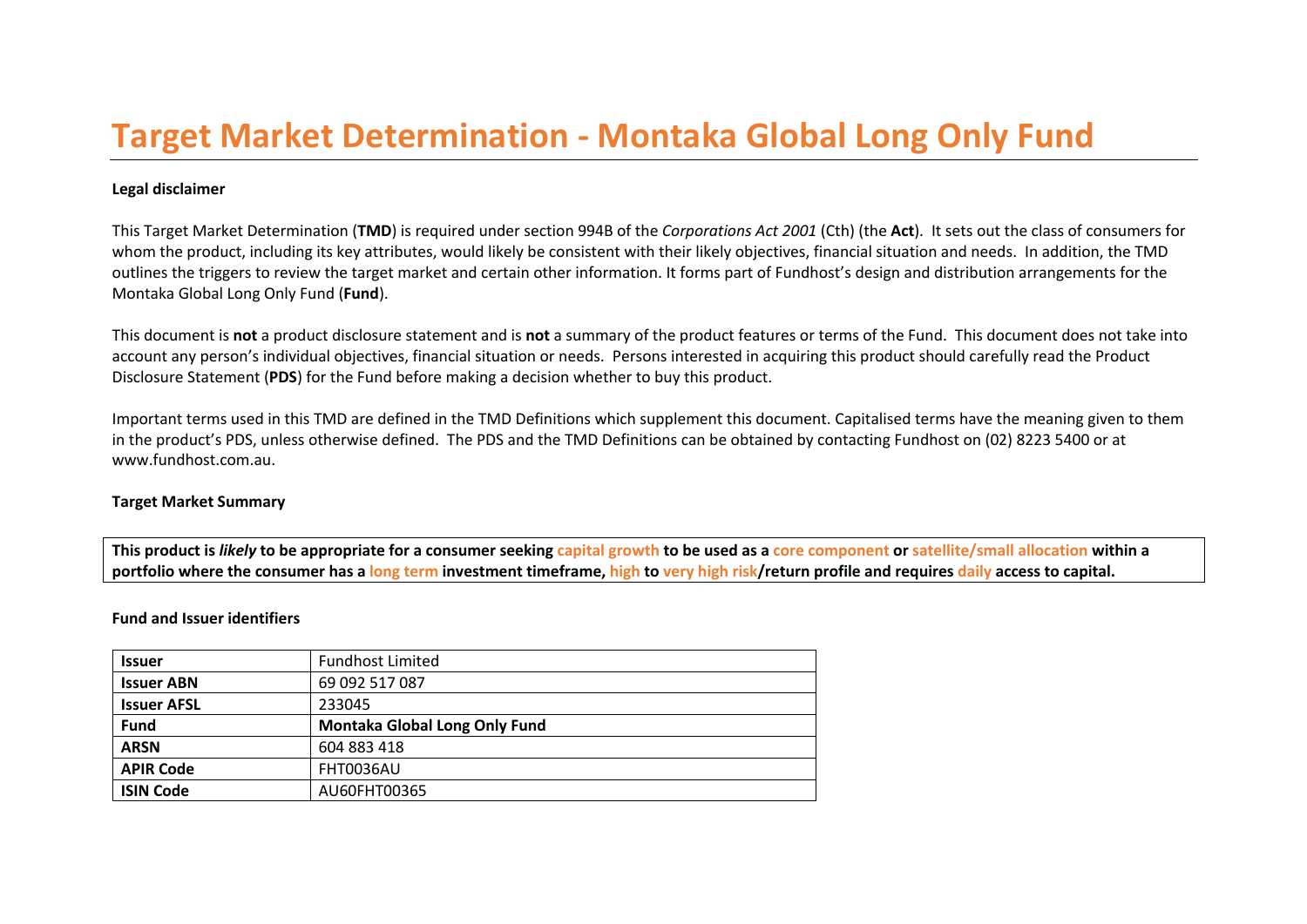# Target Market Determination - Montaka Global Long Only Fund

**Legal disclaimer**

This Target Market Determination (**TMD**) is required under section 994B of the *Corporations Act 2001* (Cth) (the **Act**). It sets out the class of consumers for whom the product, including its key attributes, would likely be consistent with their likely objectives, financial situation and needs. In addition, the TMD outlines the triggers to review the target market and certain other information. It forms part of Fundhost's design and distribution arrangements for the Montaka Global Long Only Fund (**Fund**).

This document is **not** a product disclosure statement and is **not** a summary of the product features or terms of the Fund. This document does not take into account any person's individual objectives, financial situation or needs. Persons interested in acquiring this product should carefully read the Product Disclosure Statement (**PDS**) for the Fund before making a decision whether to buy this product.

Important terms used in this TMD are defined in the TMD Definitions which supplement this document. Capitalised terms have the meaning given to them in the product's PDS, unless otherwise defined. The PDS and the TMD Definitions can be obtained by contacting Fundhost on (02) 8223 5400 or at www.fundhost.com.au.

**Target Market Summary**

**This product is *likely* to be appropriate for a consumer seeking capital growth to be used as a core component or satellite/small allocation within a portfolio where the consumer has a long term investment timeframe, high to very high risk/return profile and requires daily access to capital.**

**Fund and Issuer identifiers**

| **Issuer** | Fundhost Limited |
|---|---|
| **Issuer ABN** | 69 092 517 087 |
| **Issuer AFSL** | 233045 |
| **Fund** | **Montaka Global Long Only Fund** |
| **ARSN** | 604 883 418 |
| **APIR Code** | FHT0036AU |
| **ISIN Code** | AU60FHT00365 |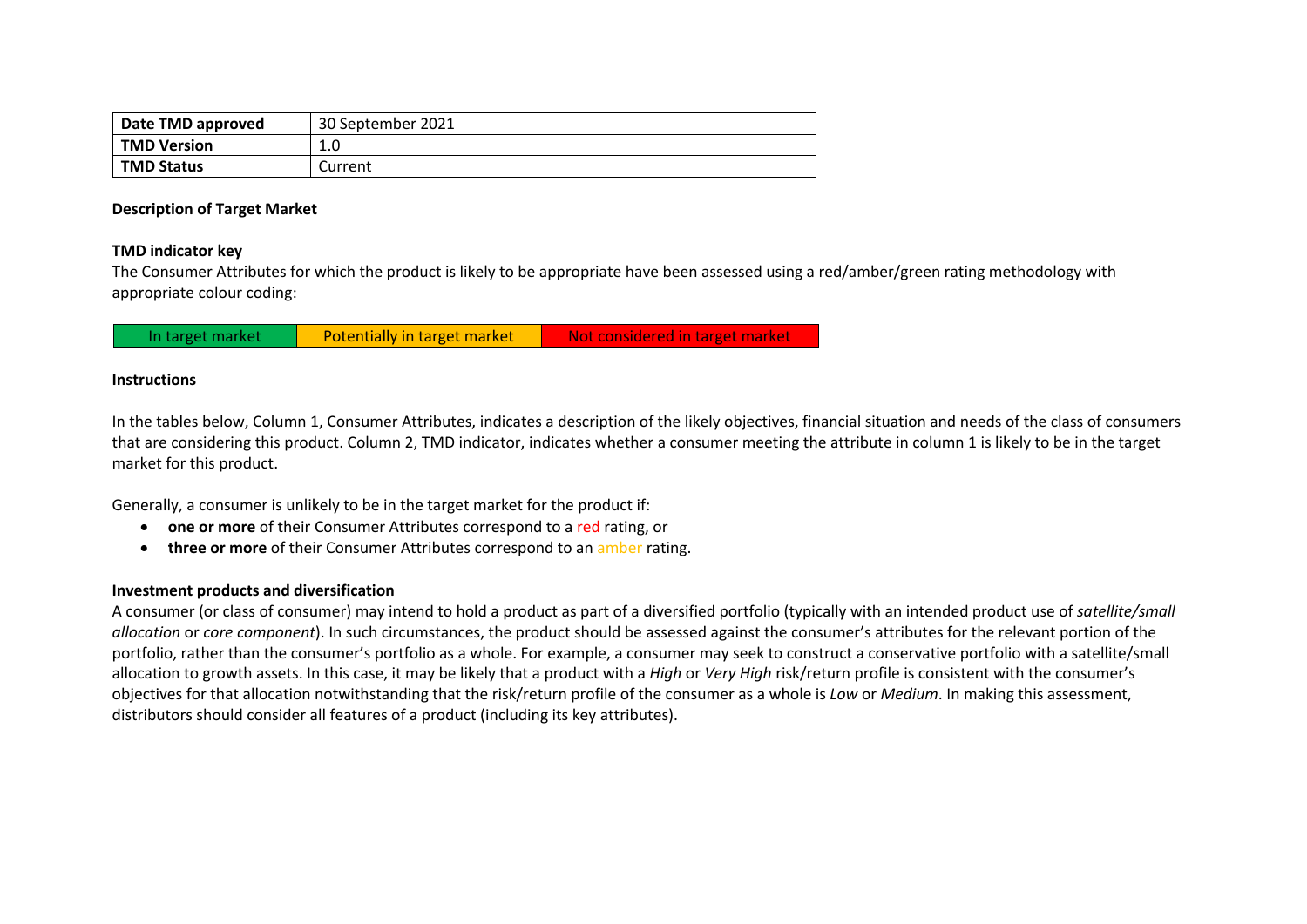| Date TMD approved | 30 September 2021 |
| --- | --- |
| TMD Version | 1.0 |
| TMD Status | Current |

**Description of Target Market**

**TMD indicator key**

The Consumer Attributes for which the product is likely to be appropriate have been assessed using a red/amber/green rating methodology with appropriate colour coding:

| In target market | Potentially in target market | Not considered in target market |
| --- | --- | --- |

**Instructions**

In the tables below, Column 1, Consumer Attributes, indicates a description of the likely objectives, financial situation and needs of the class of consumers that are considering this product. Column 2, TMD indicator, indicates whether a consumer meeting the attribute in column 1 is likely to be in the target market for this product.

Generally, a consumer is unlikely to be in the target market for the product if:

- **one or more** of their Consumer Attributes correspond to a red rating, or
- **three or more** of their Consumer Attributes correspond to an amber rating.

**Investment products and diversification**

A consumer (or class of consumer) may intend to hold a product as part of a diversified portfolio (typically with an intended product use of *satellite/small allocation* or *core component*). In such circumstances, the product should be assessed against the consumer's attributes for the relevant portion of the portfolio, rather than the consumer's portfolio as a whole. For example, a consumer may seek to construct a conservative portfolio with a satellite/small allocation to growth assets. In this case, it may be likely that a product with a *High* or *Very High* risk/return profile is consistent with the consumer's objectives for that allocation notwithstanding that the risk/return profile of the consumer as a whole is *Low* or *Medium*. In making this assessment, distributors should consider all features of a product (including its key attributes).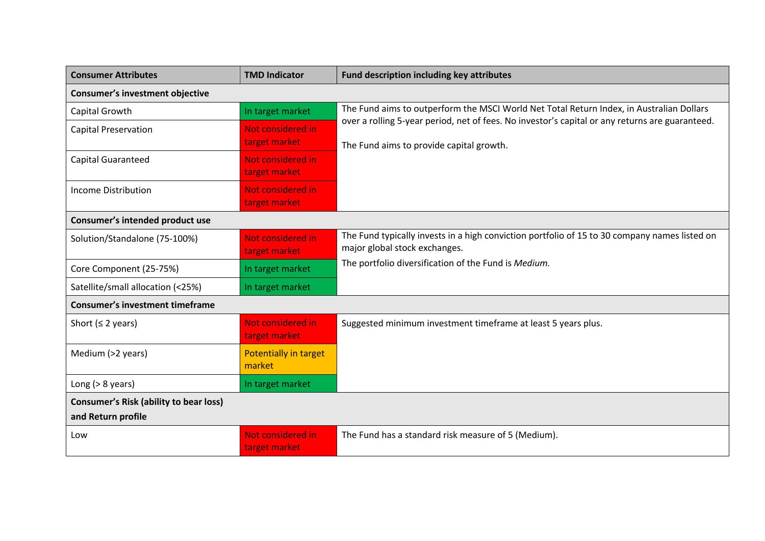| Consumer Attributes | TMD Indicator | Fund description including key attributes |
|---|---|---|
| **Consumer's investment objective** | | |
| Capital Growth | In target market | The Fund aims to outperform the MSCI World Net Total Return Index, in Australian Dollars over a rolling 5-year period, net of fees. No investor's capital or any returns are guaranteed.<br><br>The Fund aims to provide capital growth. |
| Capital Preservation | Not considered in target market | |
| Capital Guaranteed | Not considered in target market | |
| Income Distribution | Not considered in target market | |
| **Consumer's intended product use** | | |
| Solution/Standalone (75-100%) | Not considered in target market | The Fund typically invests in a high conviction portfolio of 15 to 30 company names listed on major global stock exchanges.<br>The portfolio diversification of the Fund is *Medium.* |
| Core Component (25-75%) | In target market | |
| Satellite/small allocation (<25%) | In target market | |
| **Consumer's investment timeframe** | | |
| Short (≤ 2 years) | Not considered in target market | Suggested minimum investment timeframe at least 5 years plus. |
| Medium (>2 years) | Potentially in target market | |
| Long (> 8 years) | In target market | |
| **Consumer's Risk (ability to bear loss) and Return profile** | | |
| Low | Not considered in target market | The Fund has a standard risk measure of 5 (Medium). |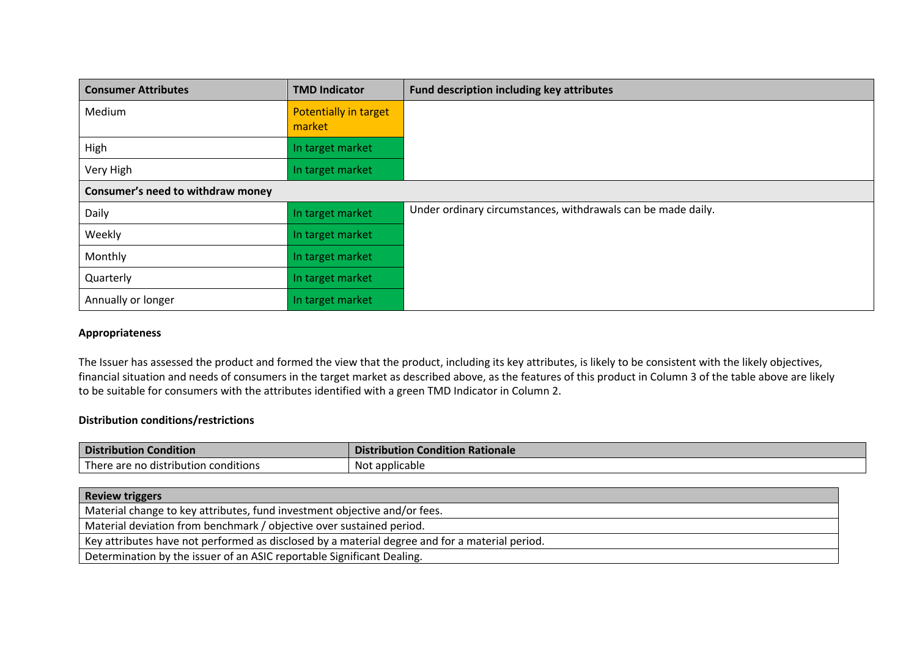| Consumer Attributes | TMD Indicator | Fund description including key attributes |
|---|---|---|
| Medium | Potentially in target market | |
| High | In target market | |
| Very High | In target market | |
| **Consumer's need to withdraw money** | | |
| Daily | In target market | Under ordinary circumstances, withdrawals can be made daily. |
| Weekly | In target market | |
| Monthly | In target market | |
| Quarterly | In target market | |
| Annually or longer | In target market | |

**Appropriateness**

The Issuer has assessed the product and formed the view that the product, including its key attributes, is likely to be consistent with the likely objectives, financial situation and needs of consumers in the target market as described above, as the features of this product in Column 3 of the table above are likely to be suitable for consumers with the attributes identified with a green TMD Indicator in Column 2.

**Distribution conditions/restrictions**

| Distribution Condition | Distribution Condition Rationale |
|---|---|
| There are no distribution conditions | Not applicable |

| Review triggers |
|---|
| Material change to key attributes, fund investment objective and/or fees. |
| Material deviation from benchmark / objective over sustained period. |
| Key attributes have not performed as disclosed by a material degree and for a material period. |
| Determination by the issuer of an ASIC reportable Significant Dealing. |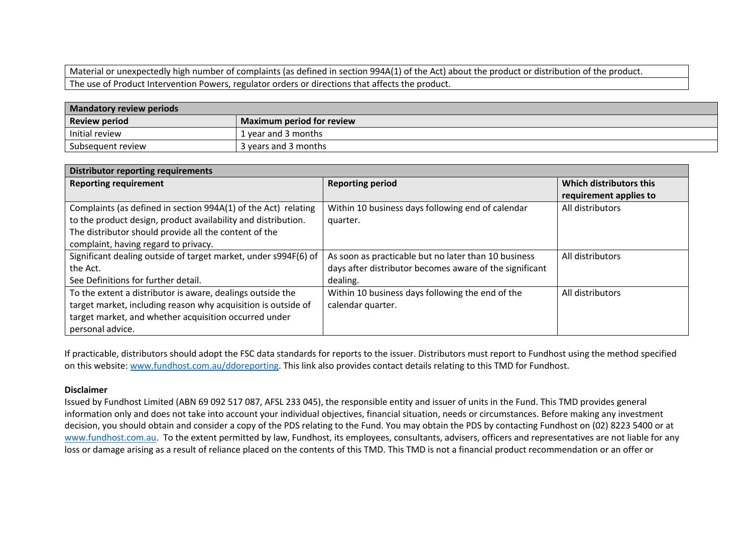| Material or unexpectedly high number of complaints (as defined in section 994A(1) of the Act) about the product or distribution of the product. |
|---|
| The use of Product Intervention Powers, regulator orders or directions that affects the product. |

| **Mandatory review periods** | |
|---|---|
| **Review period** | **Maximum period for review** |
| Initial review | 1 year and 3 months |
| Subsequent review | 3 years and 3 months |

| **Distributor reporting requirements** | | |
|---|---|---|
| **Reporting requirement** | **Reporting period** | **Which distributors this requirement applies to** |
| Complaints (as defined in section 994A(1) of the Act) relating to the product design, product availability and distribution. The distributor should provide all the content of the complaint, having regard to privacy. | Within 10 business days following end of calendar quarter. | All distributors |
| Significant dealing outside of target market, under s994F(6) of the Act. See Definitions for further detail. | As soon as practicable but no later than 10 business days after distributor becomes aware of the significant dealing. | All distributors |
| To the extent a distributor is aware, dealings outside the target market, including reason why acquisition is outside of target market, and whether acquisition occurred under personal advice. | Within 10 business days following the end of the calendar quarter. | All distributors |

If practicable, distributors should adopt the FSC data standards for reports to the issuer. Distributors must report to Fundhost using the method specified on this website: www.fundhost.com.au/ddoreporting. This link also provides contact details relating to this TMD for Fundhost.

**Disclaimer**

Issued by Fundhost Limited (ABN 69 092 517 087, AFSL 233 045), the responsible entity and issuer of units in the Fund. This TMD provides general information only and does not take into account your individual objectives, financial situation, needs or circumstances. Before making any investment decision, you should obtain and consider a copy of the PDS relating to the Fund. You may obtain the PDS by contacting Fundhost on (02) 8223 5400 or at www.fundhost.com.au. To the extent permitted by law, Fundhost, its employees, consultants, advisers, officers and representatives are not liable for any loss or damage arising as a result of reliance placed on the contents of this TMD. This TMD is not a financial product recommendation or an offer or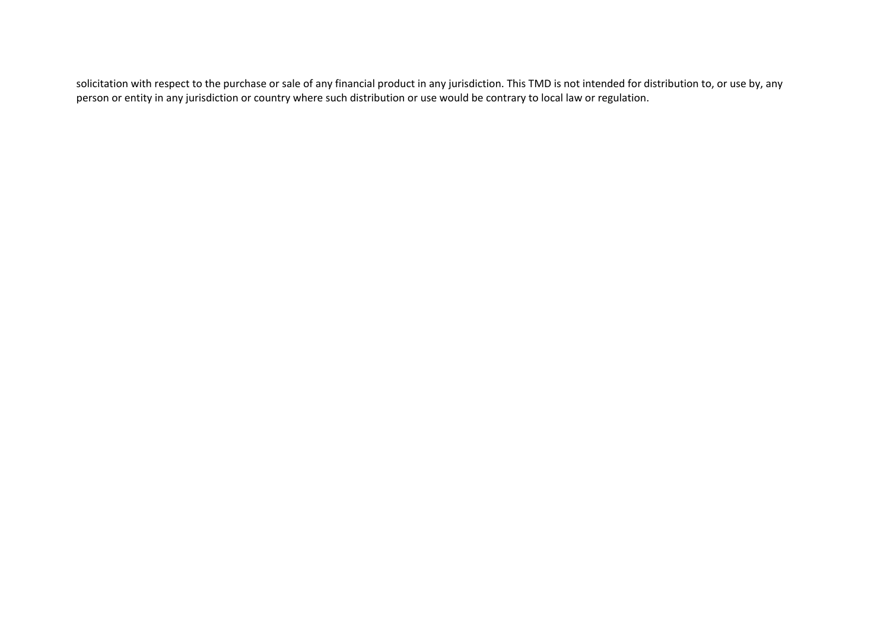solicitation with respect to the purchase or sale of any financial product in any jurisdiction. This TMD is not intended for distribution to, or use by, any person or entity in any jurisdiction or country where such distribution or use would be contrary to local law or regulation.